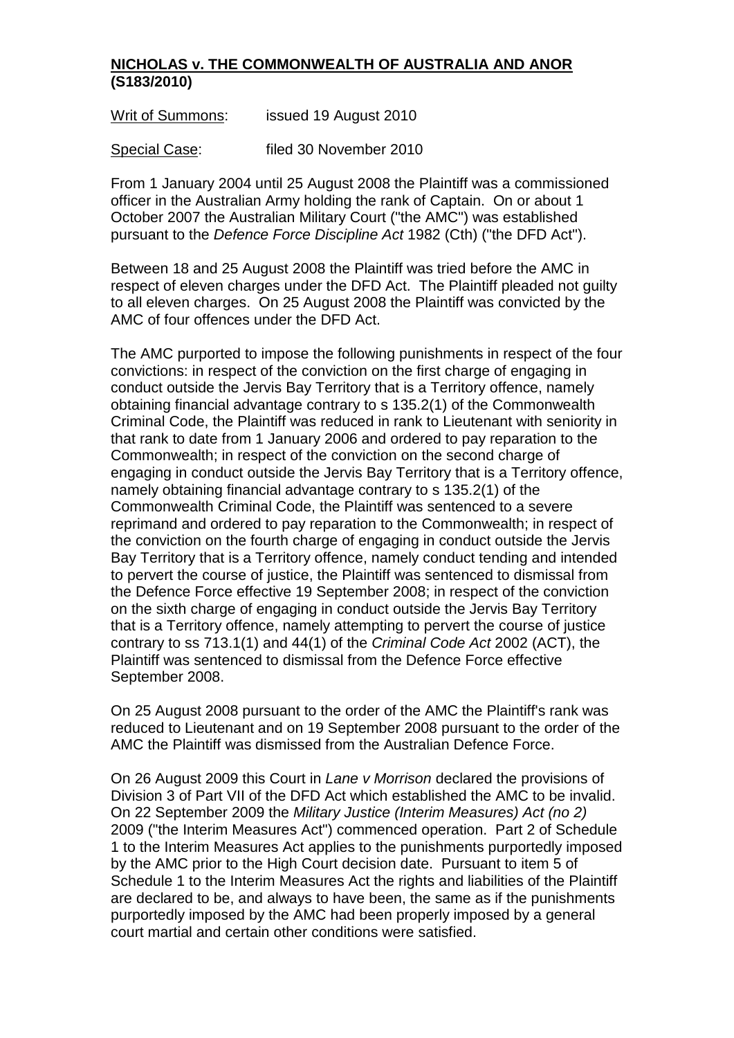**NICHOLAS v. THE COMMONWEALTH OF AUSTRALIA AND ANOR (S183/2010)**

Writ of Summons: issued 19 August 2010

Special Case: filed 30 November 2010

From 1 January 2004 until 25 August 2008 the Plaintiff was a commissioned officer in the Australian Army holding the rank of Captain. On or about 1 October 2007 the Australian Military Court ("the AMC") was established pursuant to the *Defence Force Discipline Act* 1982 (Cth) ("the DFD Act").

Between 18 and 25 August 2008 the Plaintiff was tried before the AMC in respect of eleven charges under the DFD Act. The Plaintiff pleaded not guilty to all eleven charges. On 25 August 2008 the Plaintiff was convicted by the AMC of four offences under the DFD Act.

The AMC purported to impose the following punishments in respect of the four convictions: in respect of the conviction on the first charge of engaging in conduct outside the Jervis Bay Territory that is a Territory offence, namely obtaining financial advantage contrary to s 135.2(1) of the Commonwealth Criminal Code, the Plaintiff was reduced in rank to Lieutenant with seniority in that rank to date from 1 January 2006 and ordered to pay reparation to the Commonwealth; in respect of the conviction on the second charge of engaging in conduct outside the Jervis Bay Territory that is a Territory offence, namely obtaining financial advantage contrary to s 135.2(1) of the Commonwealth Criminal Code, the Plaintiff was sentenced to a severe reprimand and ordered to pay reparation to the Commonwealth; in respect of the conviction on the fourth charge of engaging in conduct outside the Jervis Bay Territory that is a Territory offence, namely conduct tending and intended to pervert the course of justice, the Plaintiff was sentenced to dismissal from the Defence Force effective 19 September 2008; in respect of the conviction on the sixth charge of engaging in conduct outside the Jervis Bay Territory that is a Territory offence, namely attempting to pervert the course of justice contrary to ss 713.1(1) and 44(1) of the *Criminal Code Act* 2002 (ACT), the Plaintiff was sentenced to dismissal from the Defence Force effective September 2008.

On 25 August 2008 pursuant to the order of the AMC the Plaintiff's rank was reduced to Lieutenant and on 19 September 2008 pursuant to the order of the AMC the Plaintiff was dismissed from the Australian Defence Force.

On 26 August 2009 this Court in *Lane v Morrison* declared the provisions of Division 3 of Part VII of the DFD Act which established the AMC to be invalid. On 22 September 2009 the *Military Justice (Interim Measures) Act (no 2)* 2009 ("the Interim Measures Act") commenced operation. Part 2 of Schedule 1 to the Interim Measures Act applies to the punishments purportedly imposed by the AMC prior to the High Court decision date. Pursuant to item 5 of Schedule 1 to the Interim Measures Act the rights and liabilities of the Plaintiff are declared to be, and always to have been, the same as if the punishments purportedly imposed by the AMC had been properly imposed by a general court martial and certain other conditions were satisfied.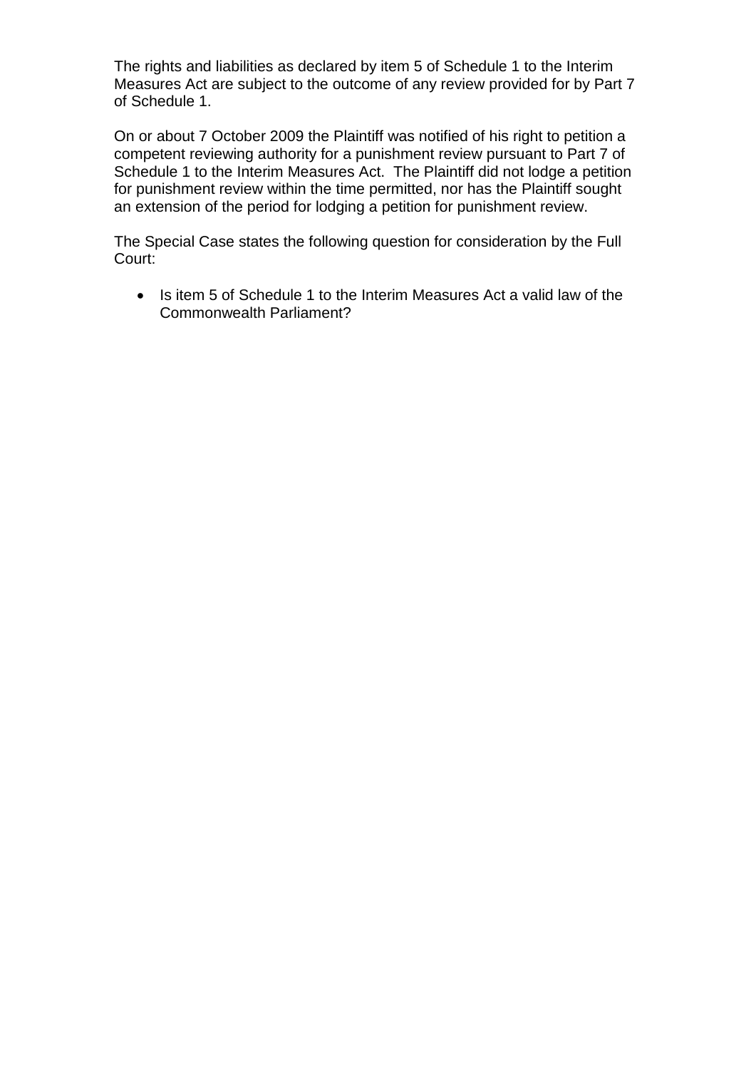The rights and liabilities as declared by item 5 of Schedule 1 to the Interim Measures Act are subject to the outcome of any review provided for by Part 7 of Schedule 1.

On or about 7 October 2009 the Plaintiff was notified of his right to petition a competent reviewing authority for a punishment review pursuant to Part 7 of Schedule 1 to the Interim Measures Act. The Plaintiff did not lodge a petition for punishment review within the time permitted, nor has the Plaintiff sought an extension of the period for lodging a petition for punishment review.

The Special Case states the following question for consideration by the Full Court:

- Is item 5 of Schedule 1 to the Interim Measures Act a valid law of the Commonwealth Parliament?